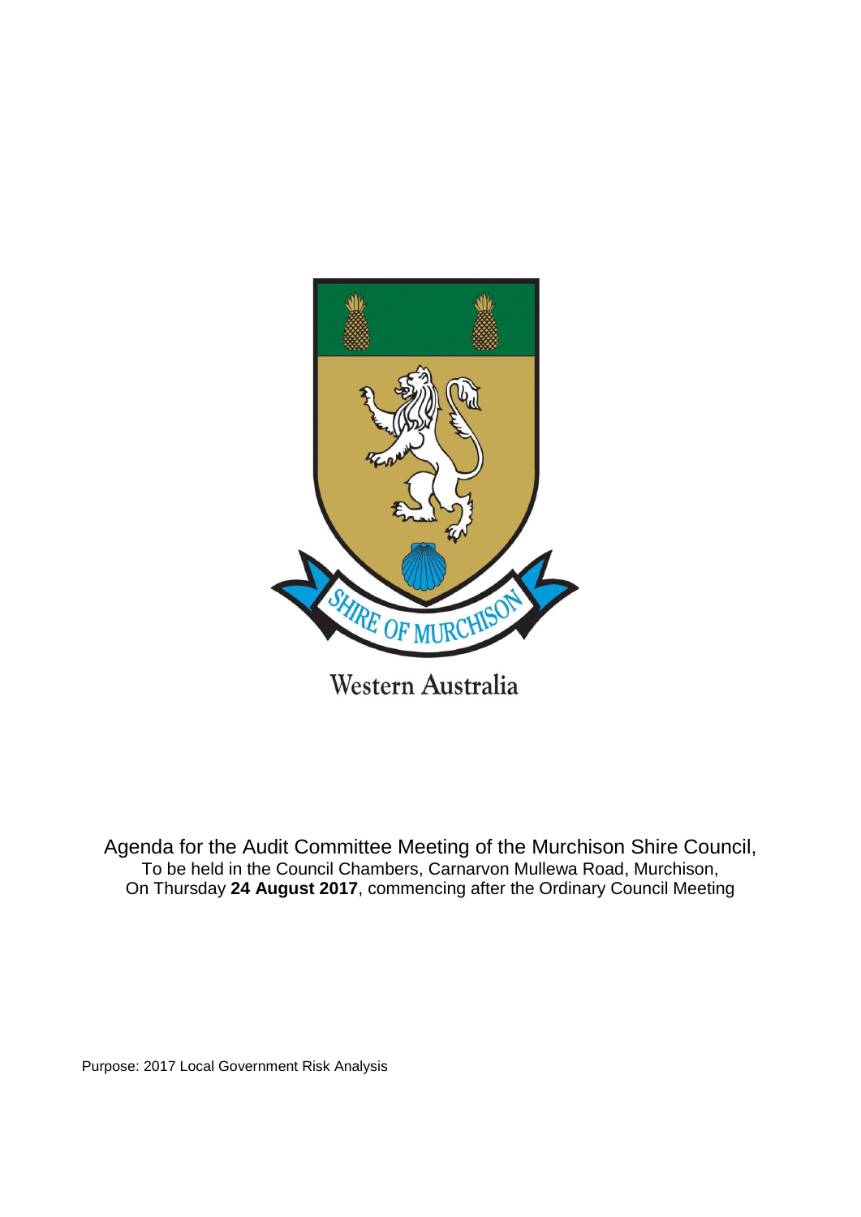SHIRE OF MURCHISON

Western Australia

Agenda for the Audit Committee Meeting of the Murchison Shire Council,
To be held in the Council Chambers, Carnarvon Mullewa Road, Murchison,
On Thursday **24 August 2017**, commencing after the Ordinary Council Meeting

Purpose: 2017 Local Government Risk Analysis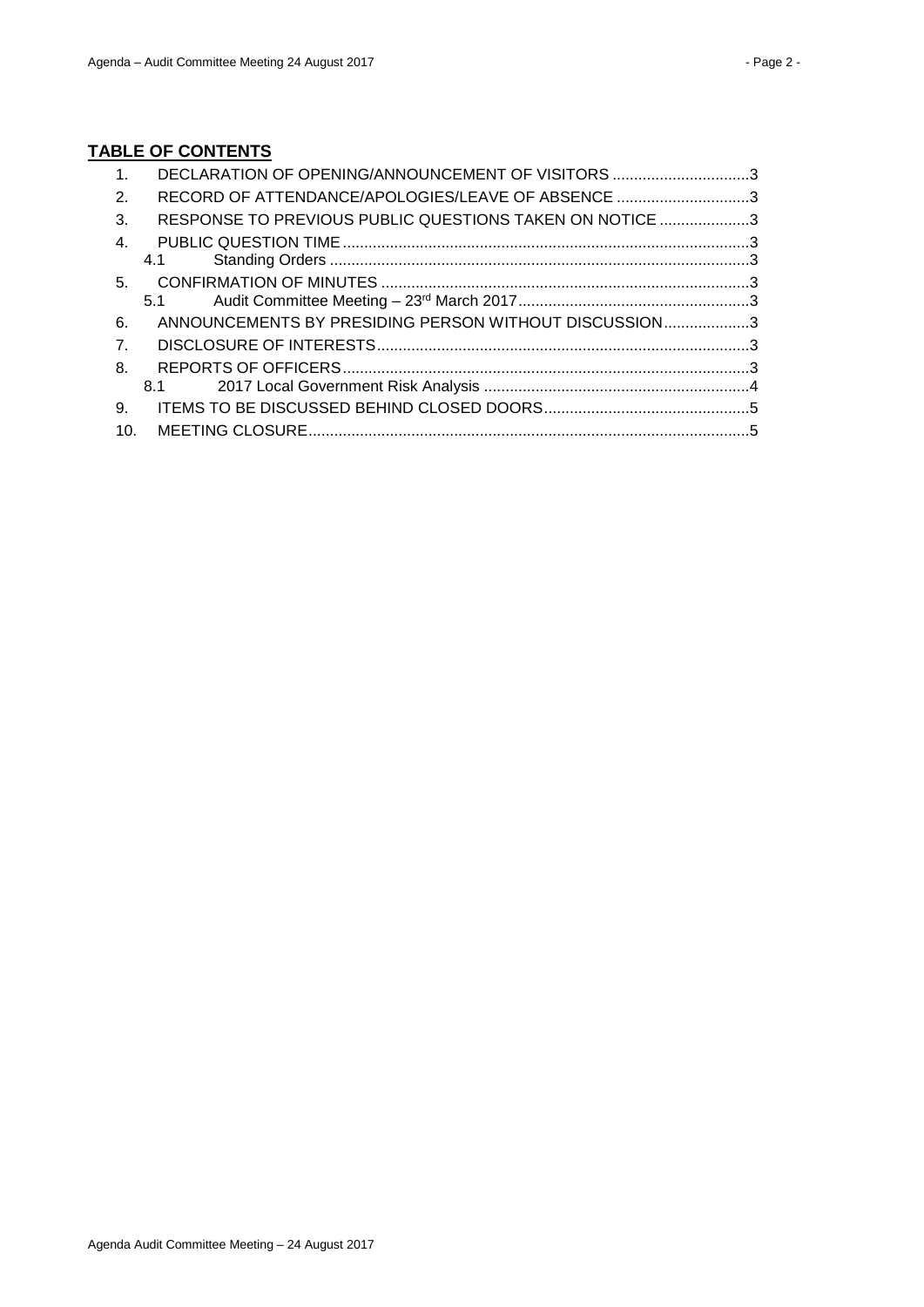## TABLE OF CONTENTS

1. DECLARATION OF OPENING/ANNOUNCEMENT OF VISITORS ................................3
2. RECORD OF ATTENDANCE/APOLOGIES/LEAVE OF ABSENCE ...............................3
3. RESPONSE TO PREVIOUS PUBLIC QUESTIONS TAKEN ON NOTICE .....................3
4. PUBLIC QUESTION TIME ..............................................................................................3
   - 4.1 Standing Orders ..................................................................................................3
5. CONFIRMATION OF MINUTES .....................................................................................3
   - 5.1 Audit Committee Meeting – 23rd March 2017......................................................3
6. ANNOUNCEMENTS BY PRESIDING PERSON WITHOUT DISCUSSION....................3
7. DISCLOSURE OF INTERESTS......................................................................................3
8. REPORTS OF OFFICERS..............................................................................................3
   - 8.1 2017 Local Government Risk Analysis .............................................................4
9. ITEMS TO BE DISCUSSED BEHIND CLOSED DOORS................................................5
10. MEETING CLOSURE......................................................................................................5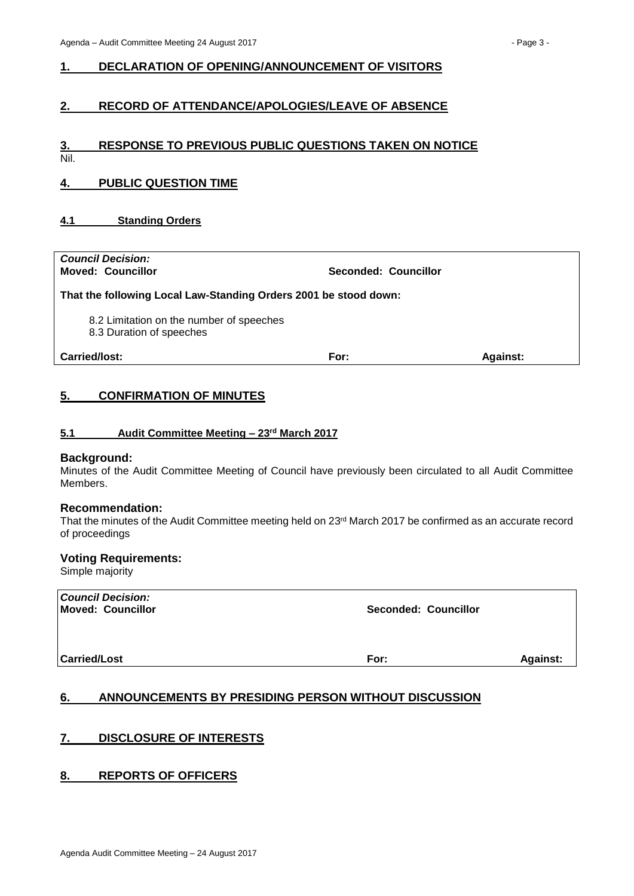## 1. DECLARATION OF OPENING/ANNOUNCEMENT OF VISITORS

## 2. RECORD OF ATTENDANCE/APOLOGIES/LEAVE OF ABSENCE

## 3. RESPONSE TO PREVIOUS PUBLIC QUESTIONS TAKEN ON NOTICE

Nil.

## 4. PUBLIC QUESTION TIME

### 4.1 Standing Orders

| | | |
|---|---|---|
| ***Council Decision:*** **Moved: Councillor** | **Seconded: Councillor** | |
| **That the following Local Law-Standing Orders 2001 be stood down:** 8.2 Limitation on the number of speeches 8.3 Duration of speeches | | |
| **Carried/lost:** | **For:** | **Against:** |

## 5. CONFIRMATION OF MINUTES

### 5.1 Audit Committee Meeting – 23rd March 2017

**Background:**

Minutes of the Audit Committee Meeting of Council have previously been circulated to all Audit Committee Members.

**Recommendation:**

That the minutes of the Audit Committee meeting held on 23rd March 2017 be confirmed as an accurate record of proceedings

**Voting Requirements:**

Simple majority

| | | |
|---|---|---|
| ***Council Decision:*** **Moved: Councillor** | **Seconded: Councillor** | |
| **Carried/Lost** | **For:** | **Against:** |

## 6. ANNOUNCEMENTS BY PRESIDING PERSON WITHOUT DISCUSSION

## 7. DISCLOSURE OF INTERESTS

## 8. REPORTS OF OFFICERS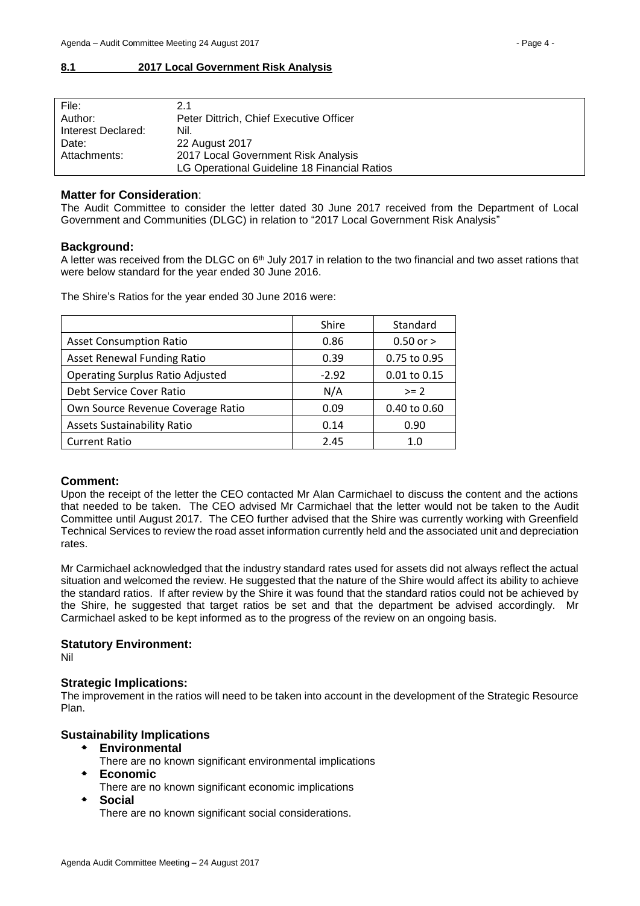## 8.1 2017 Local Government Risk Analysis

| | |
|---|---|
| File: | 2.1 |
| Author: | Peter Dittrich, Chief Executive Officer |
| Interest Declared: | Nil. |
| Date: | 22 August 2017 |
| Attachments: | 2017 Local Government Risk Analysis<br>LG Operational Guideline 18 Financial Ratios |

### Matter for Consideration:

The Audit Committee to consider the letter dated 30 June 2017 received from the Department of Local Government and Communities (DLGC) in relation to "2017 Local Government Risk Analysis"

### Background:

A letter was received from the DLGC on 6th July 2017 in relation to the two financial and two asset rations that were below standard for the year ended 30 June 2016.

The Shire's Ratios for the year ended 30 June 2016 were:

| | Shire | Standard |
|---|---|---|
| Asset Consumption Ratio | 0.86 | 0.50 or > |
| Asset Renewal Funding Ratio | 0.39 | 0.75 to 0.95 |
| Operating Surplus Ratio Adjusted | -2.92 | 0.01 to 0.15 |
| Debt Service Cover Ratio | N/A | >= 2 |
| Own Source Revenue Coverage Ratio | 0.09 | 0.40 to 0.60 |
| Assets Sustainability Ratio | 0.14 | 0.90 |
| Current Ratio | 2.45 | 1.0 |

### Comment:

Upon the receipt of the letter the CEO contacted Mr Alan Carmichael to discuss the content and the actions that needed to be taken. The CEO advised Mr Carmichael that the letter would not be taken to the Audit Committee until August 2017. The CEO further advised that the Shire was currently working with Greenfield Technical Services to review the road asset information currently held and the associated unit and depreciation rates.

Mr Carmichael acknowledged that the industry standard rates used for assets did not always reflect the actual situation and welcomed the review. He suggested that the nature of the Shire would affect its ability to achieve the standard ratios. If after review by the Shire it was found that the standard ratios could not be achieved by the Shire, he suggested that target ratios be set and that the department be advised accordingly. Mr Carmichael asked to be kept informed as to the progress of the review on an ongoing basis.

### Statutory Environment:

Nil

### Strategic Implications:

The improvement in the ratios will need to be taken into account in the development of the Strategic Resource Plan.

### Sustainability Implications

- **Environmental**
  There are no known significant environmental implications
- **Economic**
  There are no known significant economic implications
- **Social**
  There are no known significant social considerations.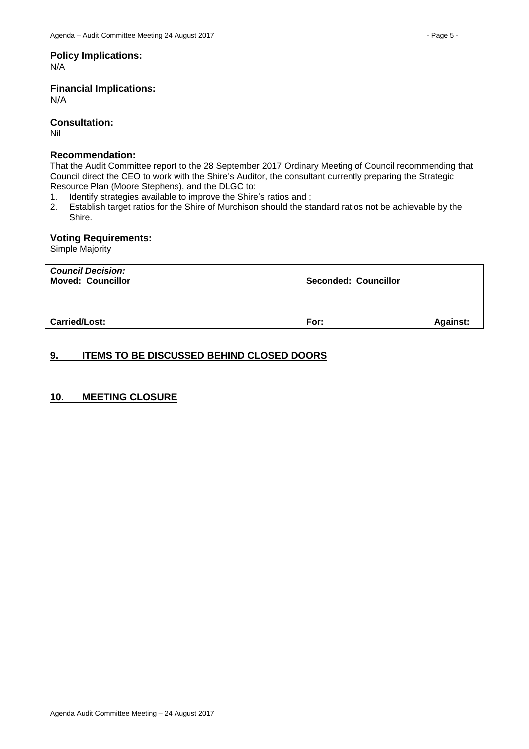**Policy Implications:**
N/A

**Financial Implications:**
N/A

**Consultation:**
Nil

**Recommendation:**
That the Audit Committee report to the 28 September 2017 Ordinary Meeting of Council recommending that Council direct the CEO to work with the Shire's Auditor, the consultant currently preparing the Strategic Resource Plan (Moore Stephens), and the DLGC to:

1. Identify strategies available to improve the Shire's ratios and ;
2. Establish target ratios for the Shire of Murchison should the standard ratios not be achievable by the Shire.

**Voting Requirements:**
Simple Majority

| | | |
|---|---|---|
| ***Council Decision:*** **Moved: Councillor** | **Seconded: Councillor** | |
| **Carried/Lost:** | **For:** | **Against:** |

## 9. ITEMS TO BE DISCUSSED BEHIND CLOSED DOORS

## 10. MEETING CLOSURE